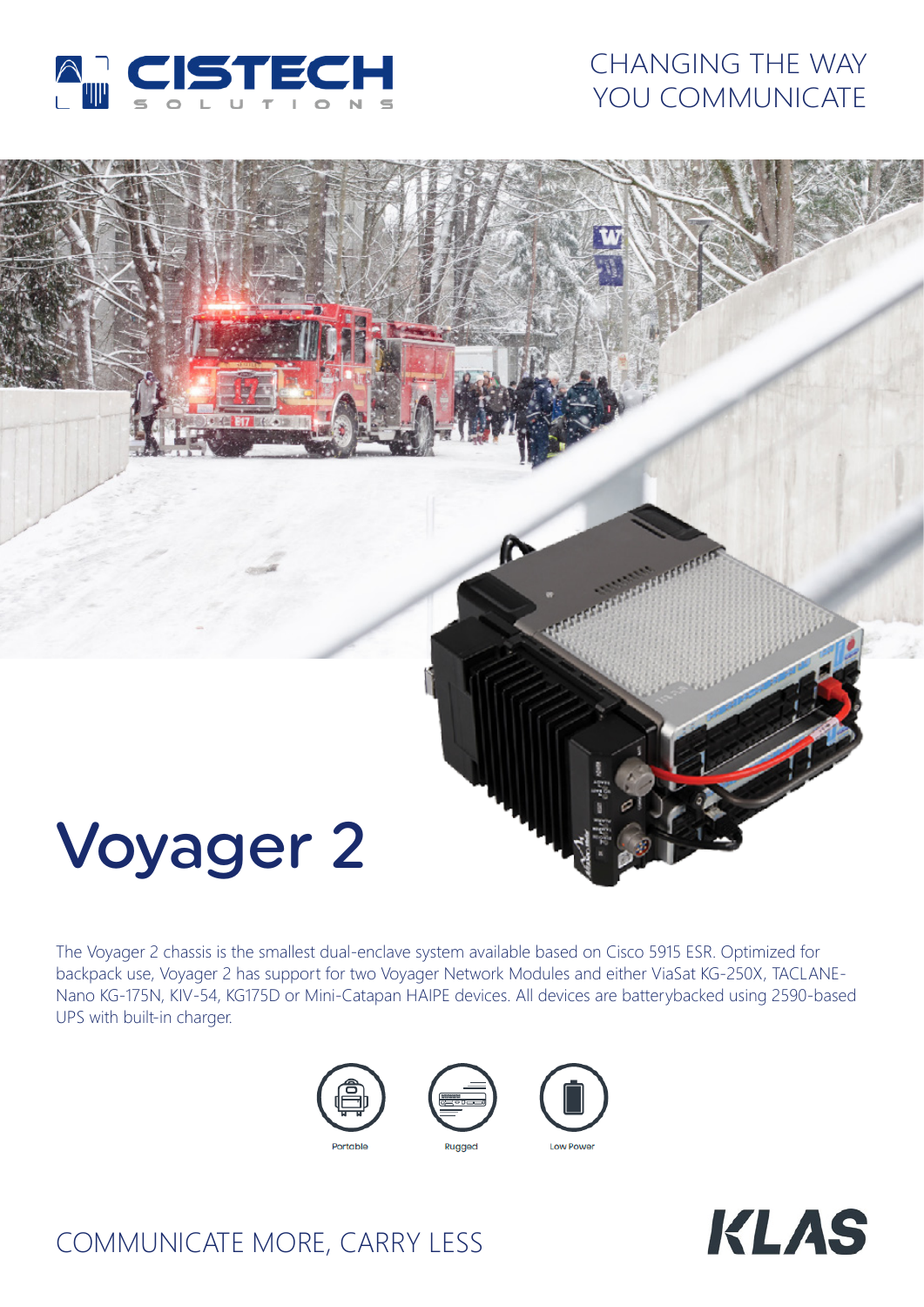CHANGING THE WAY YOU COMMUNICATE

# Voyager 2

The Voyager 2 chassis is the smallest dual-enclave system available based on Cisco 5915 ESR. Optimized for backpack use, Voyager 2 has support for two Voyager Network Modules and either ViaSat KG-250X, TACLANE-Nano KG-175N, KIV-54, KG175D or Mini-Catapan HAIPE devices. All devices are batterybacked using 2590-based UPS with built-in charger.

Portable

Rugged

Low Power

COMMUNICATE MORE, CARRY LESS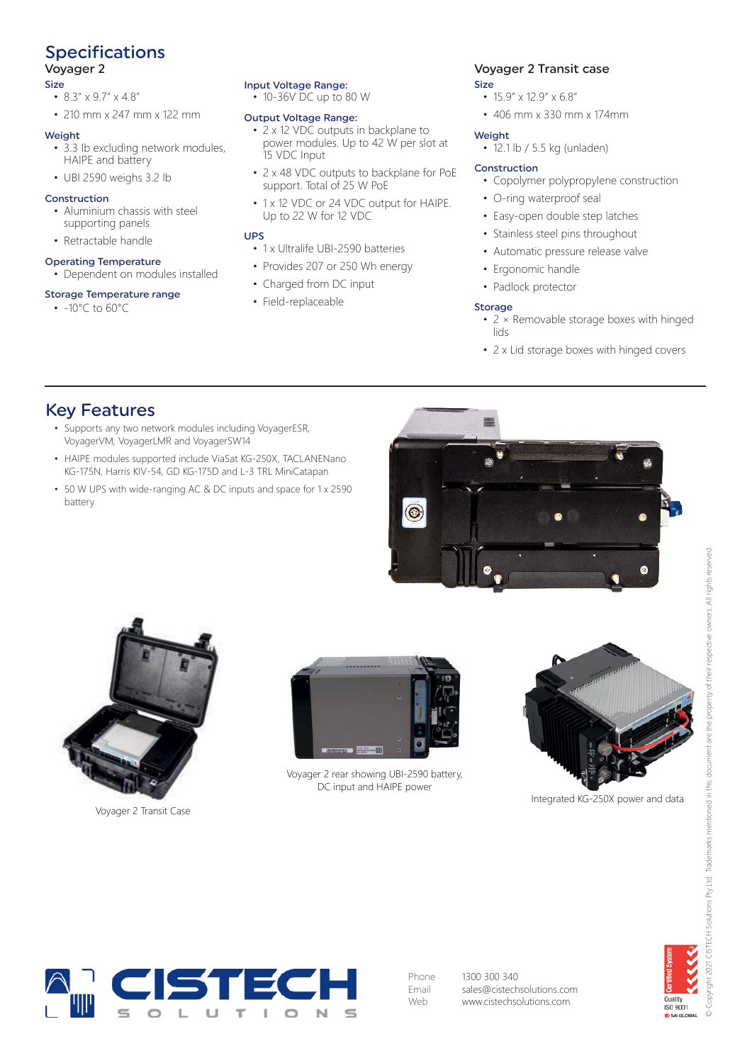# Specifications

## Voyager 2

### Size
- 8.3" x 9.7" x 4.8"
- 210 mm x 247 mm x 122 mm

### Weight
- 3.3 lb excluding network modules, HAIPE and battery
- UBI 2590 weighs 3.2 lb

### Construction
- Aluminium chassis with steel supporting panels
- Retractable handle

### Operating Temperature
- Dependent on modules installed

### Storage Temperature range
- -10°C to 60°C

### Input Voltage Range:
- 10-36V DC up to 80 W

### Output Voltage Range:
- 2 x 12 VDC outputs in backplane to power modules. Up to 42 W per slot at 15 VDC Input
- 2 x 48 VDC outputs to backplane for PoE support. Total of 25 W PoE
- 1 x 12 VDC or 24 VDC output for HAIPE. Up to 22 W for 12 VDC

### UPS
- 1 x Ultralife UBI-2590 batteries
- Provides 207 or 250 Wh energy
- Charged from DC input
- Field-replaceable

## Voyager 2 Transit case

### Size
- 15.9" x 12.9" x 6.8"
- 406 mm x 330 mm x 174mm

### Weight
- 12.1 lb / 5.5 kg (unladen)

### Construction
- Copolymer polypropylene construction
- O-ring waterproof seal
- Easy-open double step latches
- Stainless steel pins throughout
- Automatic pressure release valve
- Ergonomic handle
- Padlock protector

### Storage
- 2 × Removable storage boxes with hinged lids
- 2 x Lid storage boxes with hinged covers

# Key Features

- Supports any two network modules including VoyagerESR, VoyagerVM, VoyagerLMR and VoyagerSW14
- HAIPE modules supported include ViaSat KG-250X, TACLANENano KG-175N, Harris KIV-54, GD KG-175D and L-3 TRL MiniCatapan
- 50 W UPS with wide-ranging AC & DC inputs and space for 1 x 2590 battery

Voyager 2 Transit Case

Voyager 2 rear showing UBI-2590 battery, DC input and HAIPE power

Integrated KG-250X power and data

CISTECH SOLUTIONS

Phone 1300 300 340
Email sales@cistechsolutions.com
Web www.cistechsolutions.com

Certified System Quality ISO 9001 SAI GLOBAL

© Copyright 2021 CISTECH Solutions Pty Ltd. Trademarks mentioned in this document are the property of their respective owners. All rights reserved.